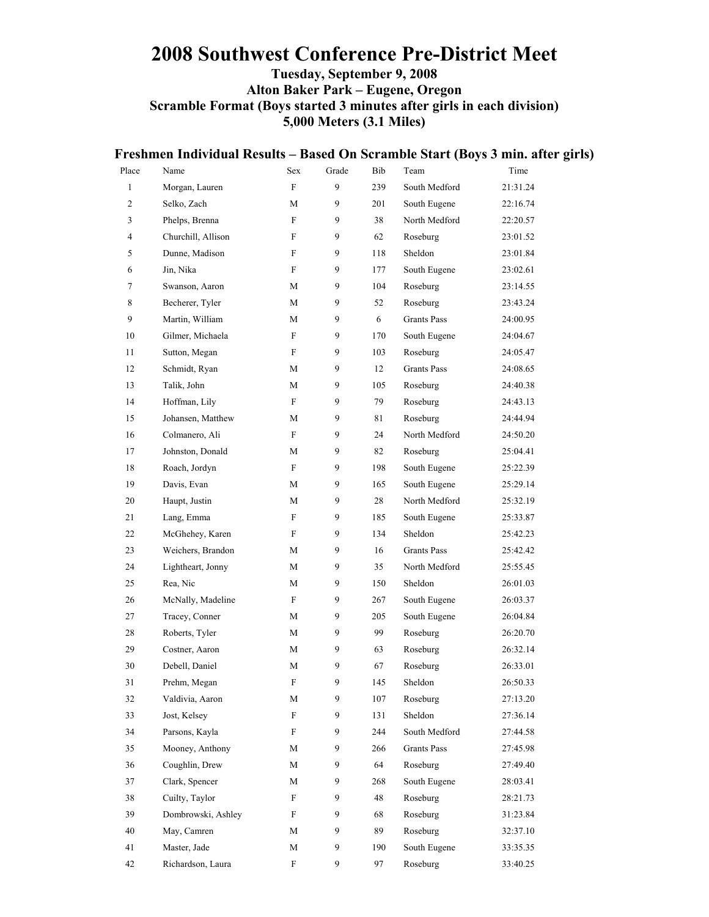# 2008 Southwest Conference Pre-District Meet

**Tuesday, September 9, 2008**
**Alton Baker Park – Eugene, Oregon**
**Scramble Format (Boys started 3 minutes after girls in each division)**
**5,000 Meters (3.1 Miles)**

## Freshmen Individual Results – Based On Scramble Start (Boys 3 min. after girls)

| Place | Name | Sex | Grade | Bib | Team | Time |
|---|---|---|---|---|---|---|
| 1 | Morgan, Lauren | F | 9 | 239 | South Medford | 21:31.24 |
| 2 | Selko, Zach | M | 9 | 201 | South Eugene | 22:16.74 |
| 3 | Phelps, Brenna | F | 9 | 38 | North Medford | 22:20.57 |
| 4 | Churchill, Allison | F | 9 | 62 | Roseburg | 23:01.52 |
| 5 | Dunne, Madison | F | 9 | 118 | Sheldon | 23:01.84 |
| 6 | Jin, Nika | F | 9 | 177 | South Eugene | 23:02.61 |
| 7 | Swanson, Aaron | M | 9 | 104 | Roseburg | 23:14.55 |
| 8 | Becherer, Tyler | M | 9 | 52 | Roseburg | 23:43.24 |
| 9 | Martin, William | M | 9 | 6 | Grants Pass | 24:00.95 |
| 10 | Gilmer, Michaela | F | 9 | 170 | South Eugene | 24:04.67 |
| 11 | Sutton, Megan | F | 9 | 103 | Roseburg | 24:05.47 |
| 12 | Schmidt, Ryan | M | 9 | 12 | Grants Pass | 24:08.65 |
| 13 | Talik, John | M | 9 | 105 | Roseburg | 24:40.38 |
| 14 | Hoffman, Lily | F | 9 | 79 | Roseburg | 24:43.13 |
| 15 | Johansen, Matthew | M | 9 | 81 | Roseburg | 24:44.94 |
| 16 | Colmanero, Ali | F | 9 | 24 | North Medford | 24:50.20 |
| 17 | Johnston, Donald | M | 9 | 82 | Roseburg | 25:04.41 |
| 18 | Roach, Jordyn | F | 9 | 198 | South Eugene | 25:22.39 |
| 19 | Davis, Evan | M | 9 | 165 | South Eugene | 25:29.14 |
| 20 | Haupt, Justin | M | 9 | 28 | North Medford | 25:32.19 |
| 21 | Lang, Emma | F | 9 | 185 | South Eugene | 25:33.87 |
| 22 | McGhehey, Karen | F | 9 | 134 | Sheldon | 25:42.23 |
| 23 | Weichers, Brandon | M | 9 | 16 | Grants Pass | 25:42.42 |
| 24 | Lightheart, Jonny | M | 9 | 35 | North Medford | 25:55.45 |
| 25 | Rea, Nic | M | 9 | 150 | Sheldon | 26:01.03 |
| 26 | McNally, Madeline | F | 9 | 267 | South Eugene | 26:03.37 |
| 27 | Tracey, Conner | M | 9 | 205 | South Eugene | 26:04.84 |
| 28 | Roberts, Tyler | M | 9 | 99 | Roseburg | 26:20.70 |
| 29 | Costner, Aaron | M | 9 | 63 | Roseburg | 26:32.14 |
| 30 | Debell, Daniel | M | 9 | 67 | Roseburg | 26:33.01 |
| 31 | Prehm, Megan | F | 9 | 145 | Sheldon | 26:50.33 |
| 32 | Valdivia, Aaron | M | 9 | 107 | Roseburg | 27:13.20 |
| 33 | Jost, Kelsey | F | 9 | 131 | Sheldon | 27:36.14 |
| 34 | Parsons, Kayla | F | 9 | 244 | South Medford | 27:44.58 |
| 35 | Mooney, Anthony | M | 9 | 266 | Grants Pass | 27:45.98 |
| 36 | Coughlin, Drew | M | 9 | 64 | Roseburg | 27:49.40 |
| 37 | Clark, Spencer | M | 9 | 268 | South Eugene | 28:03.41 |
| 38 | Cuilty, Taylor | F | 9 | 48 | Roseburg | 28:21.73 |
| 39 | Dombrowski, Ashley | F | 9 | 68 | Roseburg | 31:23.84 |
| 40 | May, Camren | M | 9 | 89 | Roseburg | 32:37.10 |
| 41 | Master, Jade | M | 9 | 190 | South Eugene | 33:35.35 |
| 42 | Richardson, Laura | F | 9 | 97 | Roseburg | 33:40.25 |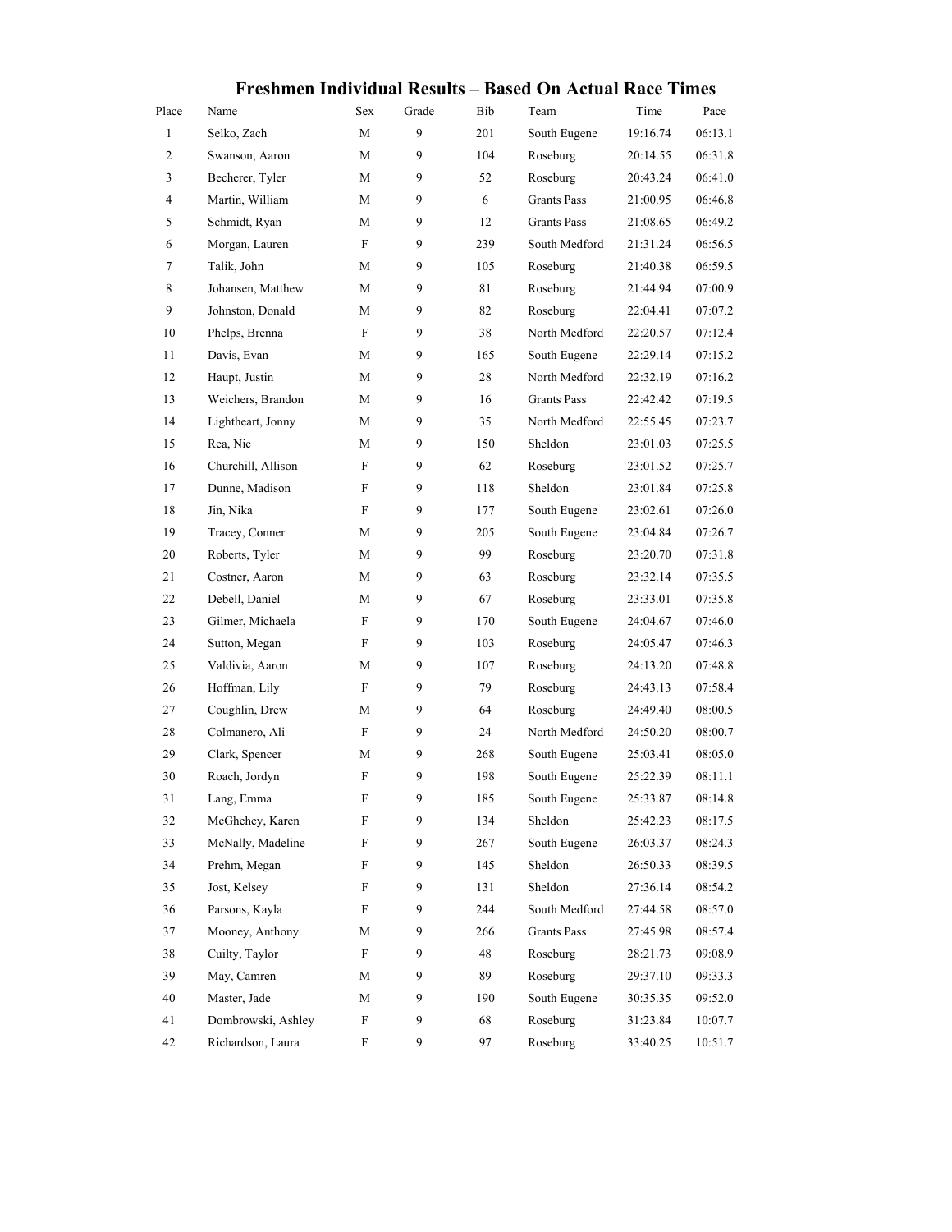# Freshmen Individual Results – Based On Actual Race Times

| Place | Name | Sex | Grade | Bib | Team | Time | Pace |
|---|---|---|---|---|---|---|---|
| 1 | Selko, Zach | M | 9 | 201 | South Eugene | 19:16.74 | 06:13.1 |
| 2 | Swanson, Aaron | M | 9 | 104 | Roseburg | 20:14.55 | 06:31.8 |
| 3 | Becherer, Tyler | M | 9 | 52 | Roseburg | 20:43.24 | 06:41.0 |
| 4 | Martin, William | M | 9 | 6 | Grants Pass | 21:00.95 | 06:46.8 |
| 5 | Schmidt, Ryan | M | 9 | 12 | Grants Pass | 21:08.65 | 06:49.2 |
| 6 | Morgan, Lauren | F | 9 | 239 | South Medford | 21:31.24 | 06:56.5 |
| 7 | Talik, John | M | 9 | 105 | Roseburg | 21:40.38 | 06:59.5 |
| 8 | Johansen, Matthew | M | 9 | 81 | Roseburg | 21:44.94 | 07:00.9 |
| 9 | Johnston, Donald | M | 9 | 82 | Roseburg | 22:04.41 | 07:07.2 |
| 10 | Phelps, Brenna | F | 9 | 38 | North Medford | 22:20.57 | 07:12.4 |
| 11 | Davis, Evan | M | 9 | 165 | South Eugene | 22:29.14 | 07:15.2 |
| 12 | Haupt, Justin | M | 9 | 28 | North Medford | 22:32.19 | 07:16.2 |
| 13 | Weichers, Brandon | M | 9 | 16 | Grants Pass | 22:42.42 | 07:19.5 |
| 14 | Lightheart, Jonny | M | 9 | 35 | North Medford | 22:55.45 | 07:23.7 |
| 15 | Rea, Nic | M | 9 | 150 | Sheldon | 23:01.03 | 07:25.5 |
| 16 | Churchill, Allison | F | 9 | 62 | Roseburg | 23:01.52 | 07:25.7 |
| 17 | Dunne, Madison | F | 9 | 118 | Sheldon | 23:01.84 | 07:25.8 |
| 18 | Jin, Nika | F | 9 | 177 | South Eugene | 23:02.61 | 07:26.0 |
| 19 | Tracey, Conner | M | 9 | 205 | South Eugene | 23:04.84 | 07:26.7 |
| 20 | Roberts, Tyler | M | 9 | 99 | Roseburg | 23:20.70 | 07:31.8 |
| 21 | Costner, Aaron | M | 9 | 63 | Roseburg | 23:32.14 | 07:35.5 |
| 22 | Debell, Daniel | M | 9 | 67 | Roseburg | 23:33.01 | 07:35.8 |
| 23 | Gilmer, Michaela | F | 9 | 170 | South Eugene | 24:04.67 | 07:46.0 |
| 24 | Sutton, Megan | F | 9 | 103 | Roseburg | 24:05.47 | 07:46.3 |
| 25 | Valdivia, Aaron | M | 9 | 107 | Roseburg | 24:13.20 | 07:48.8 |
| 26 | Hoffman, Lily | F | 9 | 79 | Roseburg | 24:43.13 | 07:58.4 |
| 27 | Coughlin, Drew | M | 9 | 64 | Roseburg | 24:49.40 | 08:00.5 |
| 28 | Colmanero, Ali | F | 9 | 24 | North Medford | 24:50.20 | 08:00.7 |
| 29 | Clark, Spencer | M | 9 | 268 | South Eugene | 25:03.41 | 08:05.0 |
| 30 | Roach, Jordyn | F | 9 | 198 | South Eugene | 25:22.39 | 08:11.1 |
| 31 | Lang, Emma | F | 9 | 185 | South Eugene | 25:33.87 | 08:14.8 |
| 32 | McGhehey, Karen | F | 9 | 134 | Sheldon | 25:42.23 | 08:17.5 |
| 33 | McNally, Madeline | F | 9 | 267 | South Eugene | 26:03.37 | 08:24.3 |
| 34 | Prehm, Megan | F | 9 | 145 | Sheldon | 26:50.33 | 08:39.5 |
| 35 | Jost, Kelsey | F | 9 | 131 | Sheldon | 27:36.14 | 08:54.2 |
| 36 | Parsons, Kayla | F | 9 | 244 | South Medford | 27:44.58 | 08:57.0 |
| 37 | Mooney, Anthony | M | 9 | 266 | Grants Pass | 27:45.98 | 08:57.4 |
| 38 | Cuilty, Taylor | F | 9 | 48 | Roseburg | 28:21.73 | 09:08.9 |
| 39 | May, Camren | M | 9 | 89 | Roseburg | 29:37.10 | 09:33.3 |
| 40 | Master, Jade | M | 9 | 190 | South Eugene | 30:35.35 | 09:52.0 |
| 41 | Dombrowski, Ashley | F | 9 | 68 | Roseburg | 31:23.84 | 10:07.7 |
| 42 | Richardson, Laura | F | 9 | 97 | Roseburg | 33:40.25 | 10:51.7 |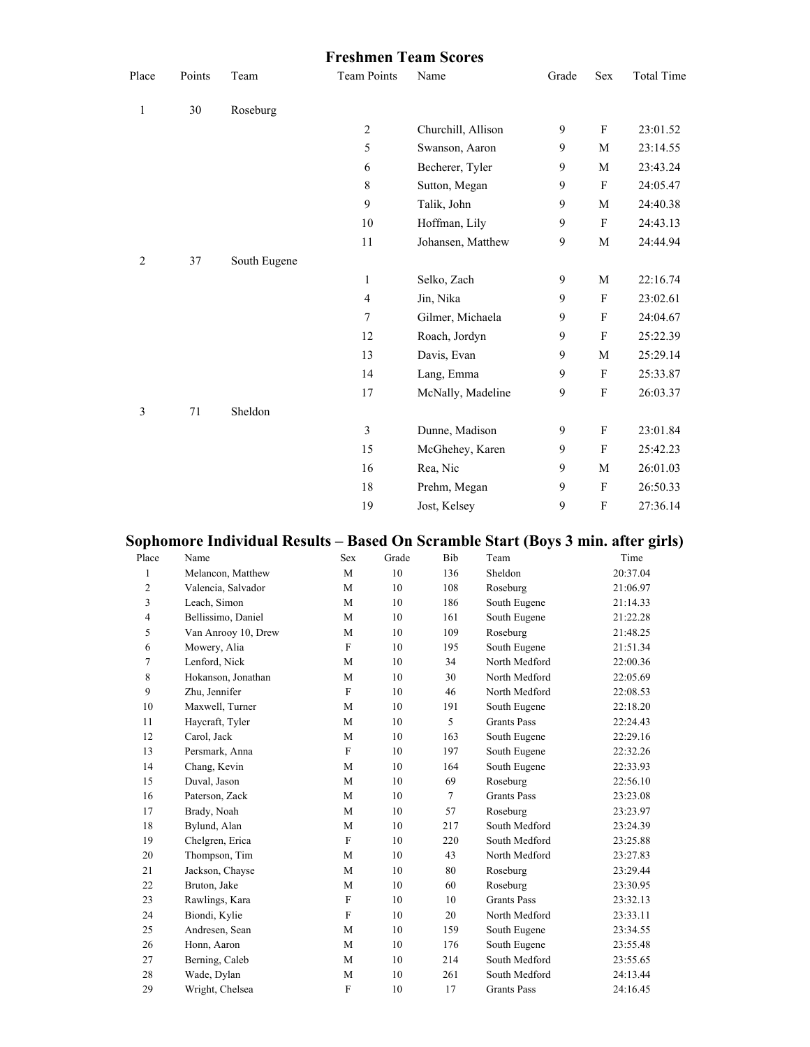## Freshmen Team Scores

| Place | Points | Team | Team Points | Name | Grade | Sex | Total Time |
|---|---|---|---|---|---|---|---|
| 1 | 30 | Roseburg | | | | | |
| | | | 2 | Churchill, Allison | 9 | F | 23:01.52 |
| | | | 5 | Swanson, Aaron | 9 | M | 23:14.55 |
| | | | 6 | Becherer, Tyler | 9 | M | 23:43.24 |
| | | | 8 | Sutton, Megan | 9 | F | 24:05.47 |
| | | | 9 | Talik, John | 9 | M | 24:40.38 |
| | | | 10 | Hoffman, Lily | 9 | F | 24:43.13 |
| | | | 11 | Johansen, Matthew | 9 | M | 24:44.94 |
| 2 | 37 | South Eugene | | | | | |
| | | | 1 | Selko, Zach | 9 | M | 22:16.74 |
| | | | 4 | Jin, Nika | 9 | F | 23:02.61 |
| | | | 7 | Gilmer, Michaela | 9 | F | 24:04.67 |
| | | | 12 | Roach, Jordyn | 9 | F | 25:22.39 |
| | | | 13 | Davis, Evan | 9 | M | 25:29.14 |
| | | | 14 | Lang, Emma | 9 | F | 25:33.87 |
| | | | 17 | McNally, Madeline | 9 | F | 26:03.37 |
| 3 | 71 | Sheldon | | | | | |
| | | | 3 | Dunne, Madison | 9 | F | 23:01.84 |
| | | | 15 | McGhehey, Karen | 9 | F | 25:42.23 |
| | | | 16 | Rea, Nic | 9 | M | 26:01.03 |
| | | | 18 | Prehm, Megan | 9 | F | 26:50.33 |
| | | | 19 | Jost, Kelsey | 9 | F | 27:36.14 |

## Sophomore Individual Results – Based On Scramble Start (Boys 3 min. after girls)

| Place | Name | Sex | Grade | Bib | Team | Time |
|---|---|---|---|---|---|---|
| 1 | Melancon, Matthew | M | 10 | 136 | Sheldon | 20:37.04 |
| 2 | Valencia, Salvador | M | 10 | 108 | Roseburg | 21:06.97 |
| 3 | Leach, Simon | M | 10 | 186 | South Eugene | 21:14.33 |
| 4 | Bellissimo, Daniel | M | 10 | 161 | South Eugene | 21:22.28 |
| 5 | Van Anrooy 10, Drew | M | 10 | 109 | Roseburg | 21:48.25 |
| 6 | Mowery, Alia | F | 10 | 195 | South Eugene | 21:51.34 |
| 7 | Lenford, Nick | M | 10 | 34 | North Medford | 22:00.36 |
| 8 | Hokanson, Jonathan | M | 10 | 30 | North Medford | 22:05.69 |
| 9 | Zhu, Jennifer | F | 10 | 46 | North Medford | 22:08.53 |
| 10 | Maxwell, Turner | M | 10 | 191 | South Eugene | 22:18.20 |
| 11 | Haycraft, Tyler | M | 10 | 5 | Grants Pass | 22:24.43 |
| 12 | Carol, Jack | M | 10 | 163 | South Eugene | 22:29.16 |
| 13 | Persmark, Anna | F | 10 | 197 | South Eugene | 22:32.26 |
| 14 | Chang, Kevin | M | 10 | 164 | South Eugene | 22:33.93 |
| 15 | Duval, Jason | M | 10 | 69 | Roseburg | 22:56.10 |
| 16 | Paterson, Zack | M | 10 | 7 | Grants Pass | 23:23.08 |
| 17 | Brady, Noah | M | 10 | 57 | Roseburg | 23:23.97 |
| 18 | Bylund, Alan | M | 10 | 217 | South Medford | 23:24.39 |
| 19 | Chelgren, Erica | F | 10 | 220 | South Medford | 23:25.88 |
| 20 | Thompson, Tim | M | 10 | 43 | North Medford | 23:27.83 |
| 21 | Jackson, Chayse | M | 10 | 80 | Roseburg | 23:29.44 |
| 22 | Bruton, Jake | M | 10 | 60 | Roseburg | 23:30.95 |
| 23 | Rawlings, Kara | F | 10 | 10 | Grants Pass | 23:32.13 |
| 24 | Biondi, Kylie | F | 10 | 20 | North Medford | 23:33.11 |
| 25 | Andresen, Sean | M | 10 | 159 | South Eugene | 23:34.55 |
| 26 | Honn, Aaron | M | 10 | 176 | South Eugene | 23:55.48 |
| 27 | Berning, Caleb | M | 10 | 214 | South Medford | 23:55.65 |
| 28 | Wade, Dylan | M | 10 | 261 | South Medford | 24:13.44 |
| 29 | Wright, Chelsea | F | 10 | 17 | Grants Pass | 24:16.45 |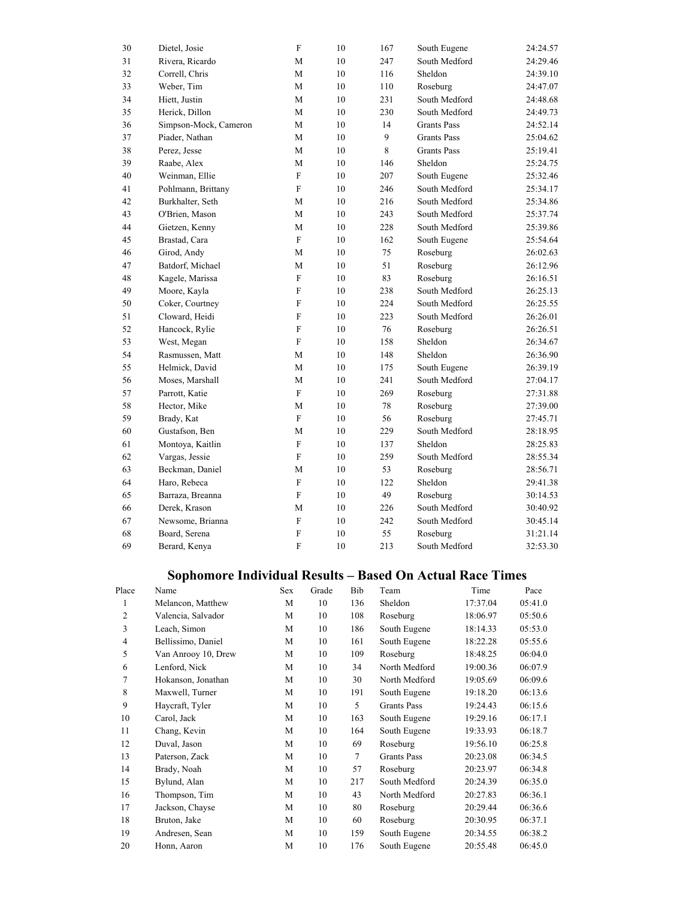| | | | | | | |
|---|---|---|---|---|---|---|
| 30 | Dietel, Josie | F | 10 | 167 | South Eugene | 24:24.57 |
| 31 | Rivera, Ricardo | M | 10 | 247 | South Medford | 24:29.46 |
| 32 | Correll, Chris | M | 10 | 116 | Sheldon | 24:39.10 |
| 33 | Weber, Tim | M | 10 | 110 | Roseburg | 24:47.07 |
| 34 | Hiett, Justin | M | 10 | 231 | South Medford | 24:48.68 |
| 35 | Herick, Dillon | M | 10 | 230 | South Medford | 24:49.73 |
| 36 | Simpson-Mock, Cameron | M | 10 | 14 | Grants Pass | 24:52.14 |
| 37 | Piader, Nathan | M | 10 | 9 | Grants Pass | 25:04.62 |
| 38 | Perez, Jesse | M | 10 | 8 | Grants Pass | 25:19.41 |
| 39 | Raabe, Alex | M | 10 | 146 | Sheldon | 25:24.75 |
| 40 | Weinman, Ellie | F | 10 | 207 | South Eugene | 25:32.46 |
| 41 | Pohlmann, Brittany | F | 10 | 246 | South Medford | 25:34.17 |
| 42 | Burkhalter, Seth | M | 10 | 216 | South Medford | 25:34.86 |
| 43 | O'Brien, Mason | M | 10 | 243 | South Medford | 25:37.74 |
| 44 | Gietzen, Kenny | M | 10 | 228 | South Medford | 25:39.86 |
| 45 | Brastad, Cara | F | 10 | 162 | South Eugene | 25:54.64 |
| 46 | Girod, Andy | M | 10 | 75 | Roseburg | 26:02.63 |
| 47 | Batdorf, Michael | M | 10 | 51 | Roseburg | 26:12.96 |
| 48 | Kagele, Marissa | F | 10 | 83 | Roseburg | 26:16.51 |
| 49 | Moore, Kayla | F | 10 | 238 | South Medford | 26:25.13 |
| 50 | Coker, Courtney | F | 10 | 224 | South Medford | 26:25.55 |
| 51 | Cloward, Heidi | F | 10 | 223 | South Medford | 26:26.01 |
| 52 | Hancock, Rylie | F | 10 | 76 | Roseburg | 26:26.51 |
| 53 | West, Megan | F | 10 | 158 | Sheldon | 26:34.67 |
| 54 | Rasmussen, Matt | M | 10 | 148 | Sheldon | 26:36.90 |
| 55 | Helmick, David | M | 10 | 175 | South Eugene | 26:39.19 |
| 56 | Moses, Marshall | M | 10 | 241 | South Medford | 27:04.17 |
| 57 | Parrott, Katie | F | 10 | 269 | Roseburg | 27:31.88 |
| 58 | Hector, Mike | M | 10 | 78 | Roseburg | 27:39.00 |
| 59 | Brady, Kat | F | 10 | 56 | Roseburg | 27:45.71 |
| 60 | Gustafson, Ben | M | 10 | 229 | South Medford | 28:18.95 |
| 61 | Montoya, Kaitlin | F | 10 | 137 | Sheldon | 28:25.83 |
| 62 | Vargas, Jessie | F | 10 | 259 | South Medford | 28:55.34 |
| 63 | Beckman, Daniel | M | 10 | 53 | Roseburg | 28:56.71 |
| 64 | Haro, Rebeca | F | 10 | 122 | Sheldon | 29:41.38 |
| 65 | Barraza, Breanna | F | 10 | 49 | Roseburg | 30:14.53 |
| 66 | Derek, Krason | M | 10 | 226 | South Medford | 30:40.92 |
| 67 | Newsome, Brianna | F | 10 | 242 | South Medford | 30:45.14 |
| 68 | Board, Serena | F | 10 | 55 | Roseburg | 31:21.14 |
| 69 | Berard, Kenya | F | 10 | 213 | South Medford | 32:53.30 |

## Sophomore Individual Results – Based On Actual Race Times

| Place | Name | Sex | Grade | Bib | Team | Time | Pace |
|---|---|---|---|---|---|---|---|
| 1 | Melancon, Matthew | M | 10 | 136 | Sheldon | 17:37.04 | 05:41.0 |
| 2 | Valencia, Salvador | M | 10 | 108 | Roseburg | 18:06.97 | 05:50.6 |
| 3 | Leach, Simon | M | 10 | 186 | South Eugene | 18:14.33 | 05:53.0 |
| 4 | Bellissimo, Daniel | M | 10 | 161 | South Eugene | 18:22.28 | 05:55.6 |
| 5 | Van Anrooy 10, Drew | M | 10 | 109 | Roseburg | 18:48.25 | 06:04.0 |
| 6 | Lenford, Nick | M | 10 | 34 | North Medford | 19:00.36 | 06:07.9 |
| 7 | Hokanson, Jonathan | M | 10 | 30 | North Medford | 19:05.69 | 06:09.6 |
| 8 | Maxwell, Turner | M | 10 | 191 | South Eugene | 19:18.20 | 06:13.6 |
| 9 | Haycraft, Tyler | M | 10 | 5 | Grants Pass | 19:24.43 | 06:15.6 |
| 10 | Carol, Jack | M | 10 | 163 | South Eugene | 19:29.16 | 06:17.1 |
| 11 | Chang, Kevin | M | 10 | 164 | South Eugene | 19:33.93 | 06:18.7 |
| 12 | Duval, Jason | M | 10 | 69 | Roseburg | 19:56.10 | 06:25.8 |
| 13 | Paterson, Zack | M | 10 | 7 | Grants Pass | 20:23.08 | 06:34.5 |
| 14 | Brady, Noah | M | 10 | 57 | Roseburg | 20:23.97 | 06:34.8 |
| 15 | Bylund, Alan | M | 10 | 217 | South Medford | 20:24.39 | 06:35.0 |
| 16 | Thompson, Tim | M | 10 | 43 | North Medford | 20:27.83 | 06:36.1 |
| 17 | Jackson, Chayse | M | 10 | 80 | Roseburg | 20:29.44 | 06:36.6 |
| 18 | Bruton, Jake | M | 10 | 60 | Roseburg | 20:30.95 | 06:37.1 |
| 19 | Andresen, Sean | M | 10 | 159 | South Eugene | 20:34.55 | 06:38.2 |
| 20 | Honn, Aaron | M | 10 | 176 | South Eugene | 20:55.48 | 06:45.0 |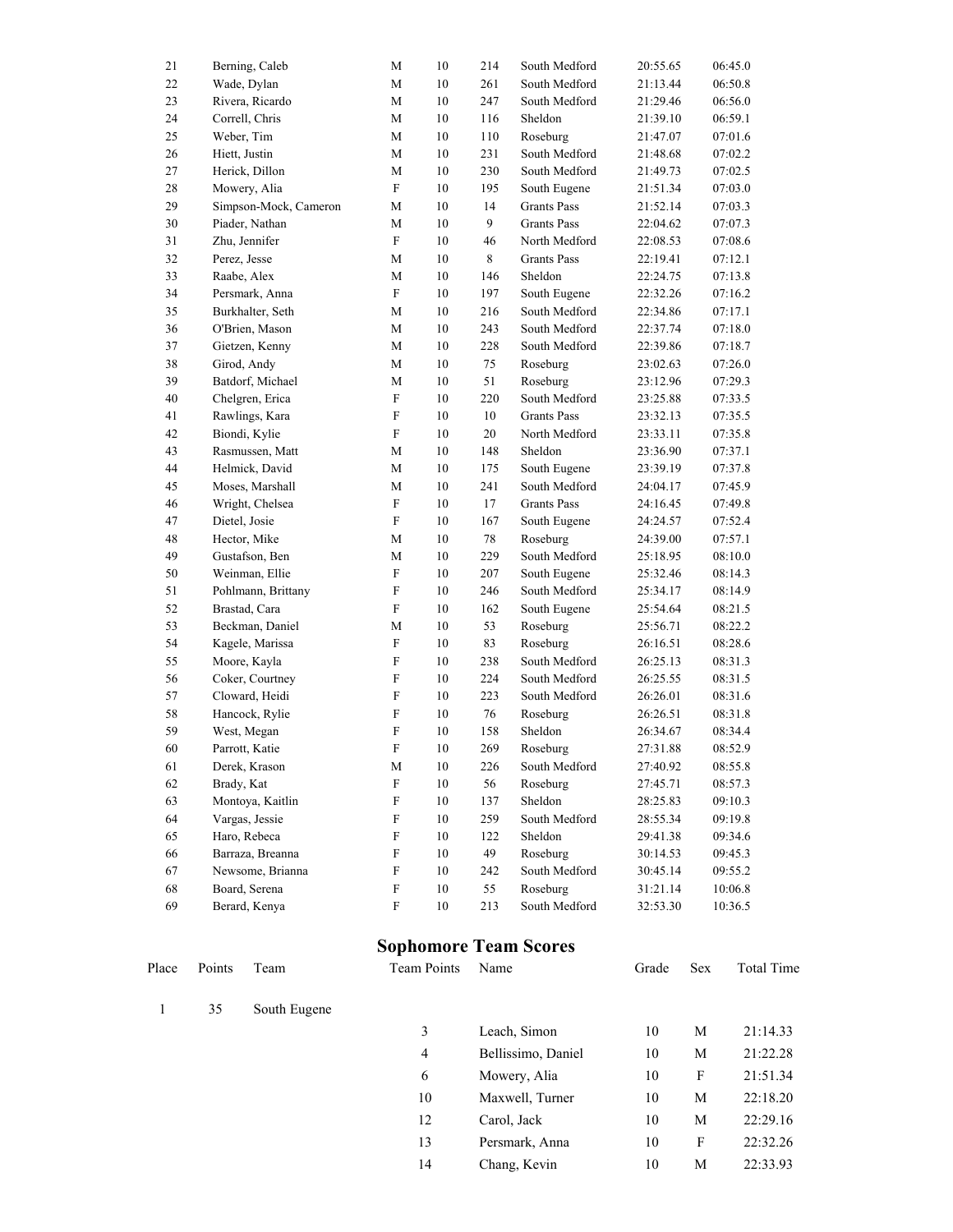| | | | | | | | |
|---|---|---|---|---|---|---|---|
| 21 | Berning, Caleb | M | 10 | 214 | South Medford | 20:55.65 | 06:45.0 |
| 22 | Wade, Dylan | M | 10 | 261 | South Medford | 21:13.44 | 06:50.8 |
| 23 | Rivera, Ricardo | M | 10 | 247 | South Medford | 21:29.46 | 06:56.0 |
| 24 | Correll, Chris | M | 10 | 116 | Sheldon | 21:39.10 | 06:59.1 |
| 25 | Weber, Tim | M | 10 | 110 | Roseburg | 21:47.07 | 07:01.6 |
| 26 | Hiett, Justin | M | 10 | 231 | South Medford | 21:48.68 | 07:02.2 |
| 27 | Herick, Dillon | M | 10 | 230 | South Medford | 21:49.73 | 07:02.5 |
| 28 | Mowery, Alia | F | 10 | 195 | South Eugene | 21:51.34 | 07:03.0 |
| 29 | Simpson-Mock, Cameron | M | 10 | 14 | Grants Pass | 21:52.14 | 07:03.3 |
| 30 | Piader, Nathan | M | 10 | 9 | Grants Pass | 22:04.62 | 07:07.3 |
| 31 | Zhu, Jennifer | F | 10 | 46 | North Medford | 22:08.53 | 07:08.6 |
| 32 | Perez, Jesse | M | 10 | 8 | Grants Pass | 22:19.41 | 07:12.1 |
| 33 | Raabe, Alex | M | 10 | 146 | Sheldon | 22:24.75 | 07:13.8 |
| 34 | Persmark, Anna | F | 10 | 197 | South Eugene | 22:32.26 | 07:16.2 |
| 35 | Burkhalter, Seth | M | 10 | 216 | South Medford | 22:34.86 | 07:17.1 |
| 36 | O'Brien, Mason | M | 10 | 243 | South Medford | 22:37.74 | 07:18.0 |
| 37 | Gietzen, Kenny | M | 10 | 228 | South Medford | 22:39.86 | 07:18.7 |
| 38 | Girod, Andy | M | 10 | 75 | Roseburg | 23:02.63 | 07:26.0 |
| 39 | Batdorf, Michael | M | 10 | 51 | Roseburg | 23:12.96 | 07:29.3 |
| 40 | Chelgren, Erica | F | 10 | 220 | South Medford | 23:25.88 | 07:33.5 |
| 41 | Rawlings, Kara | F | 10 | 10 | Grants Pass | 23:32.13 | 07:35.5 |
| 42 | Biondi, Kylie | F | 10 | 20 | North Medford | 23:33.11 | 07:35.8 |
| 43 | Rasmussen, Matt | M | 10 | 148 | Sheldon | 23:36.90 | 07:37.1 |
| 44 | Helmick, David | M | 10 | 175 | South Eugene | 23:39.19 | 07:37.8 |
| 45 | Moses, Marshall | M | 10 | 241 | South Medford | 24:04.17 | 07:45.9 |
| 46 | Wright, Chelsea | F | 10 | 17 | Grants Pass | 24:16.45 | 07:49.8 |
| 47 | Dietel, Josie | F | 10 | 167 | South Eugene | 24:24.57 | 07:52.4 |
| 48 | Hector, Mike | M | 10 | 78 | Roseburg | 24:39.00 | 07:57.1 |
| 49 | Gustafson, Ben | M | 10 | 229 | South Medford | 25:18.95 | 08:10.0 |
| 50 | Weinman, Ellie | F | 10 | 207 | South Eugene | 25:32.46 | 08:14.3 |
| 51 | Pohlmann, Brittany | F | 10 | 246 | South Medford | 25:34.17 | 08:14.9 |
| 52 | Brastad, Cara | F | 10 | 162 | South Eugene | 25:54.64 | 08:21.5 |
| 53 | Beckman, Daniel | M | 10 | 53 | Roseburg | 25:56.71 | 08:22.2 |
| 54 | Kagele, Marissa | F | 10 | 83 | Roseburg | 26:16.51 | 08:28.6 |
| 55 | Moore, Kayla | F | 10 | 238 | South Medford | 26:25.13 | 08:31.3 |
| 56 | Coker, Courtney | F | 10 | 224 | South Medford | 26:25.55 | 08:31.5 |
| 57 | Cloward, Heidi | F | 10 | 223 | South Medford | 26:26.01 | 08:31.6 |
| 58 | Hancock, Rylie | F | 10 | 76 | Roseburg | 26:26.51 | 08:31.8 |
| 59 | West, Megan | F | 10 | 158 | Sheldon | 26:34.67 | 08:34.4 |
| 60 | Parrott, Katie | F | 10 | 269 | Roseburg | 27:31.88 | 08:52.9 |
| 61 | Derek, Krason | M | 10 | 226 | South Medford | 27:40.92 | 08:55.8 |
| 62 | Brady, Kat | F | 10 | 56 | Roseburg | 27:45.71 | 08:57.3 |
| 63 | Montoya, Kaitlin | F | 10 | 137 | Sheldon | 28:25.83 | 09:10.3 |
| 64 | Vargas, Jessie | F | 10 | 259 | South Medford | 28:55.34 | 09:19.8 |
| 65 | Haro, Rebeca | F | 10 | 122 | Sheldon | 29:41.38 | 09:34.6 |
| 66 | Barraza, Breanna | F | 10 | 49 | Roseburg | 30:14.53 | 09:45.3 |
| 67 | Newsome, Brianna | F | 10 | 242 | South Medford | 30:45.14 | 09:55.2 |
| 68 | Board, Serena | F | 10 | 55 | Roseburg | 31:21.14 | 10:06.8 |
| 69 | Berard, Kenya | F | 10 | 213 | South Medford | 32:53.30 | 10:36.5 |

## Sophomore Team Scores

| Place | Points | Team | Team Points | Name | Grade | Sex | Total Time |
|---|---|---|---|---|---|---|---|
| 1 | 35 | South Eugene | | | | | |
| | | | 3 | Leach, Simon | 10 | M | 21:14.33 |
| | | | 4 | Bellissimo, Daniel | 10 | M | 21:22.28 |
| | | | 6 | Mowery, Alia | 10 | F | 21:51.34 |
| | | | 10 | Maxwell, Turner | 10 | M | 22:18.20 |
| | | | 12 | Carol, Jack | 10 | M | 22:29.16 |
| | | | 13 | Persmark, Anna | 10 | F | 22:32.26 |
| | | | 14 | Chang, Kevin | 10 | M | 22:33.93 |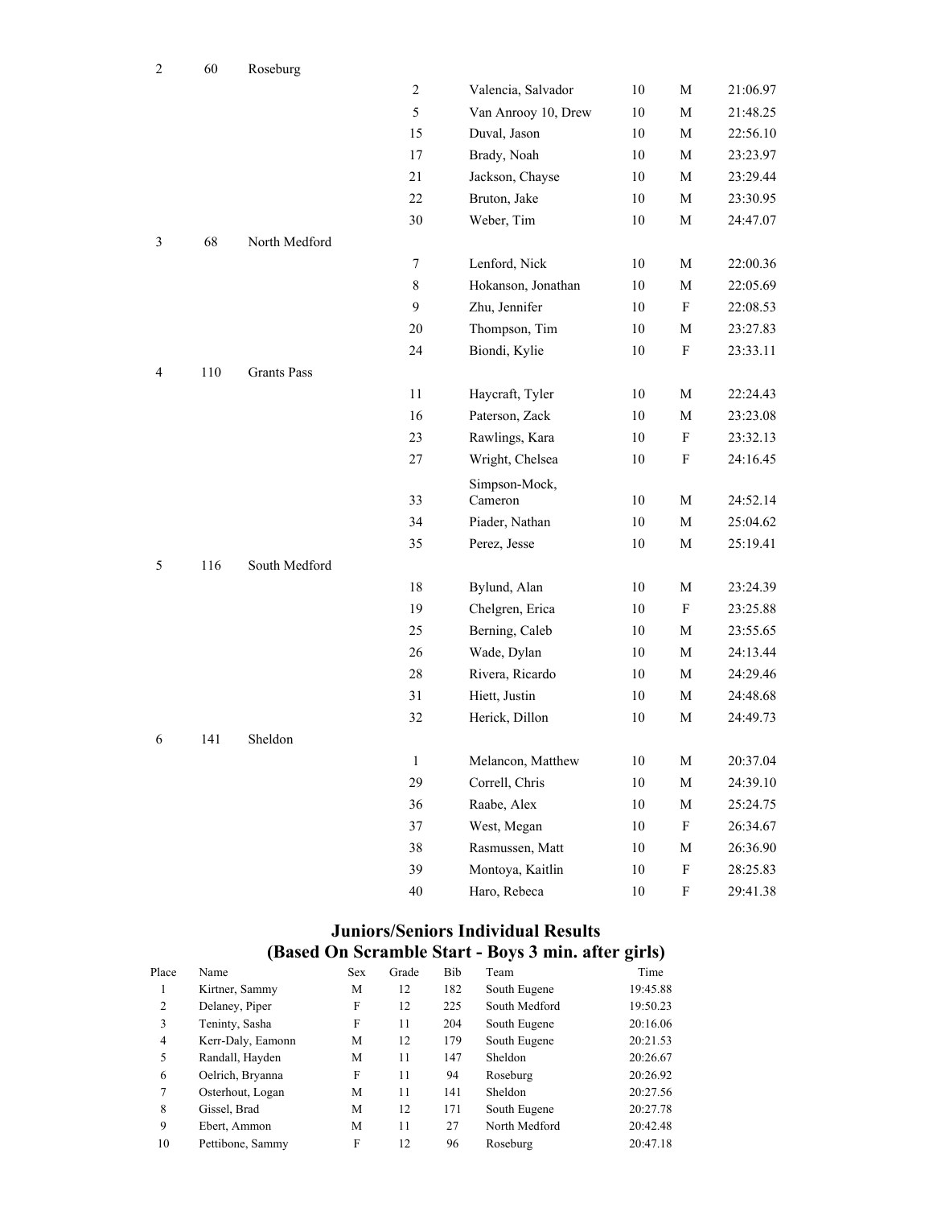| | | | | | | | |
|---|---|---|---|---|---|---|---|
| 2 | 60 | Roseburg | | | | | |
| | | | 2 | Valencia, Salvador | 10 | M | 21:06.97 |
| | | | 5 | Van Anrooy 10, Drew | 10 | M | 21:48.25 |
| | | | 15 | Duval, Jason | 10 | M | 22:56.10 |
| | | | 17 | Brady, Noah | 10 | M | 23:23.97 |
| | | | 21 | Jackson, Chayse | 10 | M | 23:29.44 |
| | | | 22 | Bruton, Jake | 10 | M | 23:30.95 |
| | | | 30 | Weber, Tim | 10 | M | 24:47.07 |
| 3 | 68 | North Medford | | | | | |
| | | | 7 | Lenford, Nick | 10 | M | 22:00.36 |
| | | | 8 | Hokanson, Jonathan | 10 | M | 22:05.69 |
| | | | 9 | Zhu, Jennifer | 10 | F | 22:08.53 |
| | | | 20 | Thompson, Tim | 10 | M | 23:27.83 |
| | | | 24 | Biondi, Kylie | 10 | F | 23:33.11 |
| 4 | 110 | Grants Pass | | | | | |
| | | | 11 | Haycraft, Tyler | 10 | M | 22:24.43 |
| | | | 16 | Paterson, Zack | 10 | M | 23:23.08 |
| | | | 23 | Rawlings, Kara | 10 | F | 23:32.13 |
| | | | 27 | Wright, Chelsea | 10 | F | 24:16.45 |
| | | | 33 | Simpson-Mock, Cameron | 10 | M | 24:52.14 |
| | | | 34 | Piader, Nathan | 10 | M | 25:04.62 |
| | | | 35 | Perez, Jesse | 10 | M | 25:19.41 |
| 5 | 116 | South Medford | | | | | |
| | | | 18 | Bylund, Alan | 10 | M | 23:24.39 |
| | | | 19 | Chelgren, Erica | 10 | F | 23:25.88 |
| | | | 25 | Berning, Caleb | 10 | M | 23:55.65 |
| | | | 26 | Wade, Dylan | 10 | M | 24:13.44 |
| | | | 28 | Rivera, Ricardo | 10 | M | 24:29.46 |
| | | | 31 | Hiett, Justin | 10 | M | 24:48.68 |
| | | | 32 | Herick, Dillon | 10 | M | 24:49.73 |
| 6 | 141 | Sheldon | | | | | |
| | | | 1 | Melancon, Matthew | 10 | M | 20:37.04 |
| | | | 29 | Correll, Chris | 10 | M | 24:39.10 |
| | | | 36 | Raabe, Alex | 10 | M | 25:24.75 |
| | | | 37 | West, Megan | 10 | F | 26:34.67 |
| | | | 38 | Rasmussen, Matt | 10 | M | 26:36.90 |
| | | | 39 | Montoya, Kaitlin | 10 | F | 28:25.83 |
| | | | 40 | Haro, Rebeca | 10 | F | 29:41.38 |

## Juniors/Seniors Individual Results
## (Based On Scramble Start - Boys 3 min. after girls)

| Place | Name | Sex | Grade | Bib | Team | Time |
|---|---|---|---|---|---|---|
| 1 | Kirtner, Sammy | M | 12 | 182 | South Eugene | 19:45.88 |
| 2 | Delaney, Piper | F | 12 | 225 | South Medford | 19:50.23 |
| 3 | Teninty, Sasha | F | 11 | 204 | South Eugene | 20:16.06 |
| 4 | Kerr-Daly, Eamonn | M | 12 | 179 | South Eugene | 20:21.53 |
| 5 | Randall, Hayden | M | 11 | 147 | Sheldon | 20:26.67 |
| 6 | Oelrich, Bryanna | F | 11 | 94 | Roseburg | 20:26.92 |
| 7 | Osterhout, Logan | M | 11 | 141 | Sheldon | 20:27.56 |
| 8 | Gissel, Brad | M | 12 | 171 | South Eugene | 20:27.78 |
| 9 | Ebert, Ammon | M | 11 | 27 | North Medford | 20:42.48 |
| 10 | Pettibone, Sammy | F | 12 | 96 | Roseburg | 20:47.18 |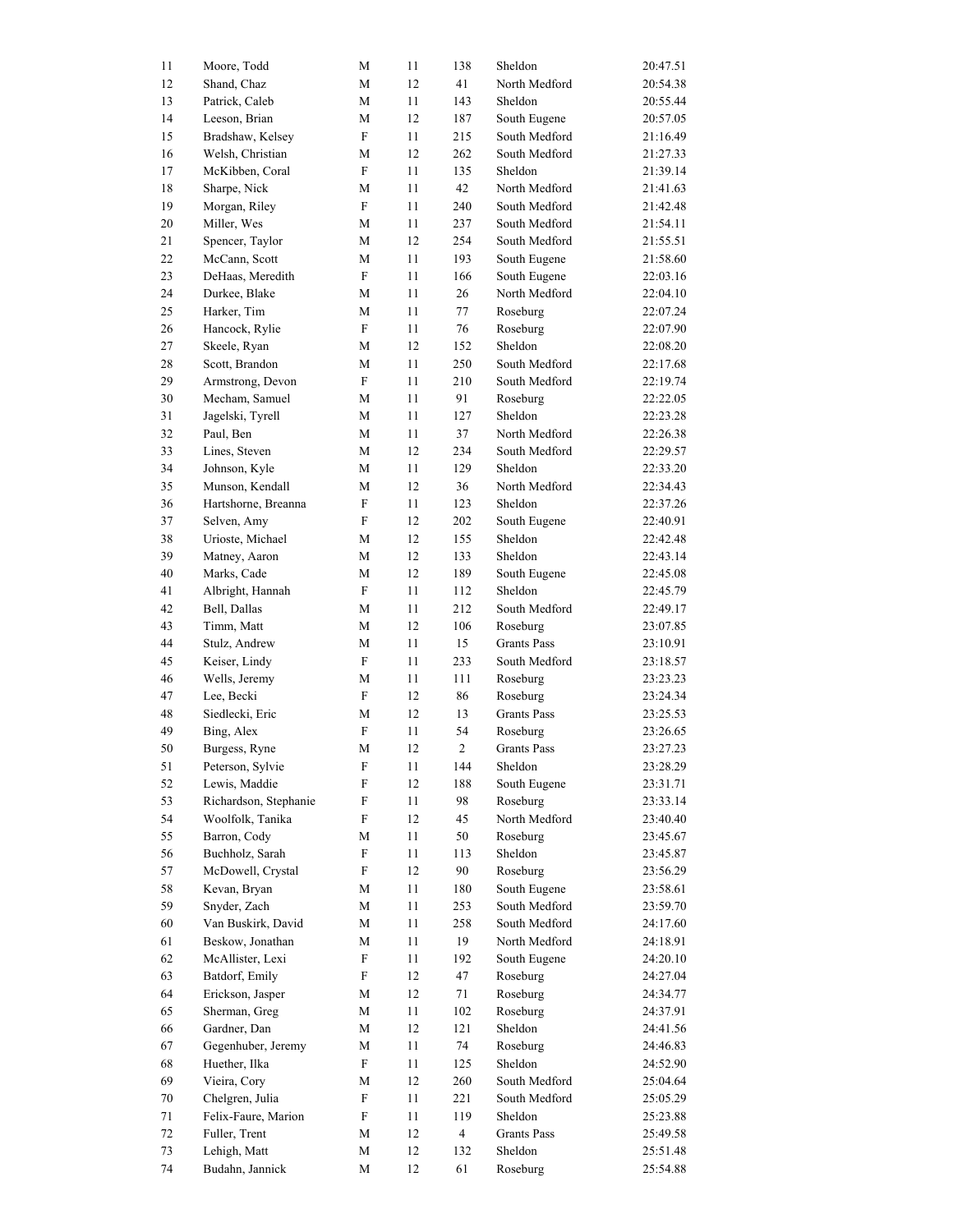| | | | | | | |
|---|---|---|---|---|---|---|
| 11 | Moore, Todd | M | 11 | 138 | Sheldon | 20:47.51 |
| 12 | Shand, Chaz | M | 12 | 41 | North Medford | 20:54.38 |
| 13 | Patrick, Caleb | M | 11 | 143 | Sheldon | 20:55.44 |
| 14 | Leeson, Brian | M | 12 | 187 | South Eugene | 20:57.05 |
| 15 | Bradshaw, Kelsey | F | 11 | 215 | South Medford | 21:16.49 |
| 16 | Welsh, Christian | M | 12 | 262 | South Medford | 21:27.33 |
| 17 | McKibben, Coral | F | 11 | 135 | Sheldon | 21:39.14 |
| 18 | Sharpe, Nick | M | 11 | 42 | North Medford | 21:41.63 |
| 19 | Morgan, Riley | F | 11 | 240 | South Medford | 21:42.48 |
| 20 | Miller, Wes | M | 11 | 237 | South Medford | 21:54.11 |
| 21 | Spencer, Taylor | M | 12 | 254 | South Medford | 21:55.51 |
| 22 | McCann, Scott | M | 11 | 193 | South Eugene | 21:58.60 |
| 23 | DeHaas, Meredith | F | 11 | 166 | South Eugene | 22:03.16 |
| 24 | Durkee, Blake | M | 11 | 26 | North Medford | 22:04.10 |
| 25 | Harker, Tim | M | 11 | 77 | Roseburg | 22:07.24 |
| 26 | Hancock, Rylie | F | 11 | 76 | Roseburg | 22:07.90 |
| 27 | Skeele, Ryan | M | 12 | 152 | Sheldon | 22:08.20 |
| 28 | Scott, Brandon | M | 11 | 250 | South Medford | 22:17.68 |
| 29 | Armstrong, Devon | F | 11 | 210 | South Medford | 22:19.74 |
| 30 | Mecham, Samuel | M | 11 | 91 | Roseburg | 22:22.05 |
| 31 | Jagelski, Tyrell | M | 11 | 127 | Sheldon | 22:23.28 |
| 32 | Paul, Ben | M | 11 | 37 | North Medford | 22:26.38 |
| 33 | Lines, Steven | M | 12 | 234 | South Medford | 22:29.57 |
| 34 | Johnson, Kyle | M | 11 | 129 | Sheldon | 22:33.20 |
| 35 | Munson, Kendall | M | 12 | 36 | North Medford | 22:34.43 |
| 36 | Hartshorne, Breanna | F | 11 | 123 | Sheldon | 22:37.26 |
| 37 | Selven, Amy | F | 12 | 202 | South Eugene | 22:40.91 |
| 38 | Urioste, Michael | M | 12 | 155 | Sheldon | 22:42.48 |
| 39 | Matney, Aaron | M | 12 | 133 | Sheldon | 22:43.14 |
| 40 | Marks, Cade | M | 12 | 189 | South Eugene | 22:45.08 |
| 41 | Albright, Hannah | F | 11 | 112 | Sheldon | 22:45.79 |
| 42 | Bell, Dallas | M | 11 | 212 | South Medford | 22:49.17 |
| 43 | Timm, Matt | M | 12 | 106 | Roseburg | 23:07.85 |
| 44 | Stulz, Andrew | M | 11 | 15 | Grants Pass | 23:10.91 |
| 45 | Keiser, Lindy | F | 11 | 233 | South Medford | 23:18.57 |
| 46 | Wells, Jeremy | M | 11 | 111 | Roseburg | 23:23.23 |
| 47 | Lee, Becki | F | 12 | 86 | Roseburg | 23:24.34 |
| 48 | Siedlecki, Eric | M | 12 | 13 | Grants Pass | 23:25.53 |
| 49 | Bing, Alex | F | 11 | 54 | Roseburg | 23:26.65 |
| 50 | Burgess, Ryne | M | 12 | 2 | Grants Pass | 23:27.23 |
| 51 | Peterson, Sylvie | F | 11 | 144 | Sheldon | 23:28.29 |
| 52 | Lewis, Maddie | F | 12 | 188 | South Eugene | 23:31.71 |
| 53 | Richardson, Stephanie | F | 11 | 98 | Roseburg | 23:33.14 |
| 54 | Woolfolk, Tanika | F | 12 | 45 | North Medford | 23:40.40 |
| 55 | Barron, Cody | M | 11 | 50 | Roseburg | 23:45.67 |
| 56 | Buchholz, Sarah | F | 11 | 113 | Sheldon | 23:45.87 |
| 57 | McDowell, Crystal | F | 12 | 90 | Roseburg | 23:56.29 |
| 58 | Kevan, Bryan | M | 11 | 180 | South Eugene | 23:58.61 |
| 59 | Snyder, Zach | M | 11 | 253 | South Medford | 23:59.70 |
| 60 | Van Buskirk, David | M | 11 | 258 | South Medford | 24:17.60 |
| 61 | Beskow, Jonathan | M | 11 | 19 | North Medford | 24:18.91 |
| 62 | McAllister, Lexi | F | 11 | 192 | South Eugene | 24:20.10 |
| 63 | Batdorf, Emily | F | 12 | 47 | Roseburg | 24:27.04 |
| 64 | Erickson, Jasper | M | 12 | 71 | Roseburg | 24:34.77 |
| 65 | Sherman, Greg | M | 11 | 102 | Roseburg | 24:37.91 |
| 66 | Gardner, Dan | M | 12 | 121 | Sheldon | 24:41.56 |
| 67 | Gegenhuber, Jeremy | M | 11 | 74 | Roseburg | 24:46.83 |
| 68 | Huether, Ilka | F | 11 | 125 | Sheldon | 24:52.90 |
| 69 | Vieira, Cory | M | 12 | 260 | South Medford | 25:04.64 |
| 70 | Chelgren, Julia | F | 11 | 221 | South Medford | 25:05.29 |
| 71 | Felix-Faure, Marion | F | 11 | 119 | Sheldon | 25:23.88 |
| 72 | Fuller, Trent | M | 12 | 4 | Grants Pass | 25:49.58 |
| 73 | Lehigh, Matt | M | 12 | 132 | Sheldon | 25:51.48 |
| 74 | Budahn, Jannick | M | 12 | 61 | Roseburg | 25:54.88 |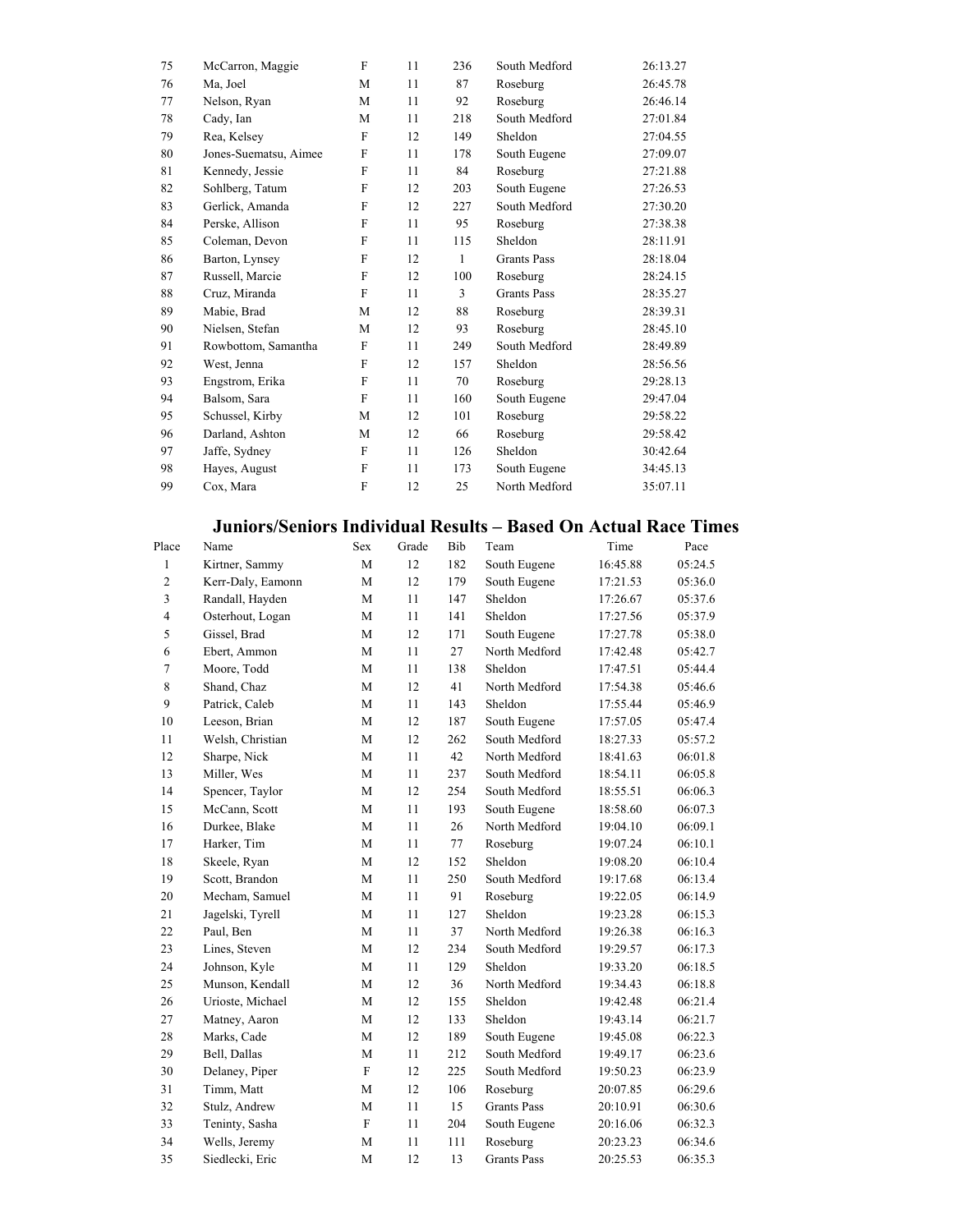| | | | | | | |
|---|---|---|---|---|---|---|
| 75 | McCarron, Maggie | F | 11 | 236 | South Medford | 26:13.27 |
| 76 | Ma, Joel | M | 11 | 87 | Roseburg | 26:45.78 |
| 77 | Nelson, Ryan | M | 11 | 92 | Roseburg | 26:46.14 |
| 78 | Cady, Ian | M | 11 | 218 | South Medford | 27:01.84 |
| 79 | Rea, Kelsey | F | 12 | 149 | Sheldon | 27:04.55 |
| 80 | Jones-Suematsu, Aimee | F | 11 | 178 | South Eugene | 27:09.07 |
| 81 | Kennedy, Jessie | F | 11 | 84 | Roseburg | 27:21.88 |
| 82 | Sohlberg, Tatum | F | 12 | 203 | South Eugene | 27:26.53 |
| 83 | Gerlick, Amanda | F | 12 | 227 | South Medford | 27:30.20 |
| 84 | Perske, Allison | F | 11 | 95 | Roseburg | 27:38.38 |
| 85 | Coleman, Devon | F | 11 | 115 | Sheldon | 28:11.91 |
| 86 | Barton, Lynsey | F | 12 | 1 | Grants Pass | 28:18.04 |
| 87 | Russell, Marcie | F | 12 | 100 | Roseburg | 28:24.15 |
| 88 | Cruz, Miranda | F | 11 | 3 | Grants Pass | 28:35.27 |
| 89 | Mabie, Brad | M | 12 | 88 | Roseburg | 28:39.31 |
| 90 | Nielsen, Stefan | M | 12 | 93 | Roseburg | 28:45.10 |
| 91 | Rowbottom, Samantha | F | 11 | 249 | South Medford | 28:49.89 |
| 92 | West, Jenna | F | 12 | 157 | Sheldon | 28:56.56 |
| 93 | Engstrom, Erika | F | 11 | 70 | Roseburg | 29:28.13 |
| 94 | Balsom, Sara | F | 11 | 160 | South Eugene | 29:47.04 |
| 95 | Schussel, Kirby | M | 12 | 101 | Roseburg | 29:58.22 |
| 96 | Darland, Ashton | M | 12 | 66 | Roseburg | 29:58.42 |
| 97 | Jaffe, Sydney | F | 11 | 126 | Sheldon | 30:42.64 |
| 98 | Hayes, August | F | 11 | 173 | South Eugene | 34:45.13 |
| 99 | Cox, Mara | F | 12 | 25 | North Medford | 35:07.11 |

## Juniors/Seniors Individual Results – Based On Actual Race Times

| Place | Name | Sex | Grade | Bib | Team | Time | Pace |
|---|---|---|---|---|---|---|---|
| 1 | Kirtner, Sammy | M | 12 | 182 | South Eugene | 16:45.88 | 05:24.5 |
| 2 | Kerr-Daly, Eamonn | M | 12 | 179 | South Eugene | 17:21.53 | 05:36.0 |
| 3 | Randall, Hayden | M | 11 | 147 | Sheldon | 17:26.67 | 05:37.6 |
| 4 | Osterhout, Logan | M | 11 | 141 | Sheldon | 17:27.56 | 05:37.9 |
| 5 | Gissel, Brad | M | 12 | 171 | South Eugene | 17:27.78 | 05:38.0 |
| 6 | Ebert, Ammon | M | 11 | 27 | North Medford | 17:42.48 | 05:42.7 |
| 7 | Moore, Todd | M | 11 | 138 | Sheldon | 17:47.51 | 05:44.4 |
| 8 | Shand, Chaz | M | 12 | 41 | North Medford | 17:54.38 | 05:46.6 |
| 9 | Patrick, Caleb | M | 11 | 143 | Sheldon | 17:55.44 | 05:46.9 |
| 10 | Leeson, Brian | M | 12 | 187 | South Eugene | 17:57.05 | 05:47.4 |
| 11 | Welsh, Christian | M | 12 | 262 | South Medford | 18:27.33 | 05:57.2 |
| 12 | Sharpe, Nick | M | 11 | 42 | North Medford | 18:41.63 | 06:01.8 |
| 13 | Miller, Wes | M | 11 | 237 | South Medford | 18:54.11 | 06:05.8 |
| 14 | Spencer, Taylor | M | 12 | 254 | South Medford | 18:55.51 | 06:06.3 |
| 15 | McCann, Scott | M | 11 | 193 | South Eugene | 18:58.60 | 06:07.3 |
| 16 | Durkee, Blake | M | 11 | 26 | North Medford | 19:04.10 | 06:09.1 |
| 17 | Harker, Tim | M | 11 | 77 | Roseburg | 19:07.24 | 06:10.1 |
| 18 | Skeele, Ryan | M | 12 | 152 | Sheldon | 19:08.20 | 06:10.4 |
| 19 | Scott, Brandon | M | 11 | 250 | South Medford | 19:17.68 | 06:13.4 |
| 20 | Mecham, Samuel | M | 11 | 91 | Roseburg | 19:22.05 | 06:14.9 |
| 21 | Jagelski, Tyrell | M | 11 | 127 | Sheldon | 19:23.28 | 06:15.3 |
| 22 | Paul, Ben | M | 11 | 37 | North Medford | 19:26.38 | 06:16.3 |
| 23 | Lines, Steven | M | 12 | 234 | South Medford | 19:29.57 | 06:17.3 |
| 24 | Johnson, Kyle | M | 11 | 129 | Sheldon | 19:33.20 | 06:18.5 |
| 25 | Munson, Kendall | M | 12 | 36 | North Medford | 19:34.43 | 06:18.8 |
| 26 | Urioste, Michael | M | 12 | 155 | Sheldon | 19:42.48 | 06:21.4 |
| 27 | Matney, Aaron | M | 12 | 133 | Sheldon | 19:43.14 | 06:21.7 |
| 28 | Marks, Cade | M | 12 | 189 | South Eugene | 19:45.08 | 06:22.3 |
| 29 | Bell, Dallas | M | 11 | 212 | South Medford | 19:49.17 | 06:23.6 |
| 30 | Delaney, Piper | F | 12 | 225 | South Medford | 19:50.23 | 06:23.9 |
| 31 | Timm, Matt | M | 12 | 106 | Roseburg | 20:07.85 | 06:29.6 |
| 32 | Stulz, Andrew | M | 11 | 15 | Grants Pass | 20:10.91 | 06:30.6 |
| 33 | Teninty, Sasha | F | 11 | 204 | South Eugene | 20:16.06 | 06:32.3 |
| 34 | Wells, Jeremy | M | 11 | 111 | Roseburg | 20:23.23 | 06:34.6 |
| 35 | Siedlecki, Eric | M | 12 | 13 | Grants Pass | 20:25.53 | 06:35.3 |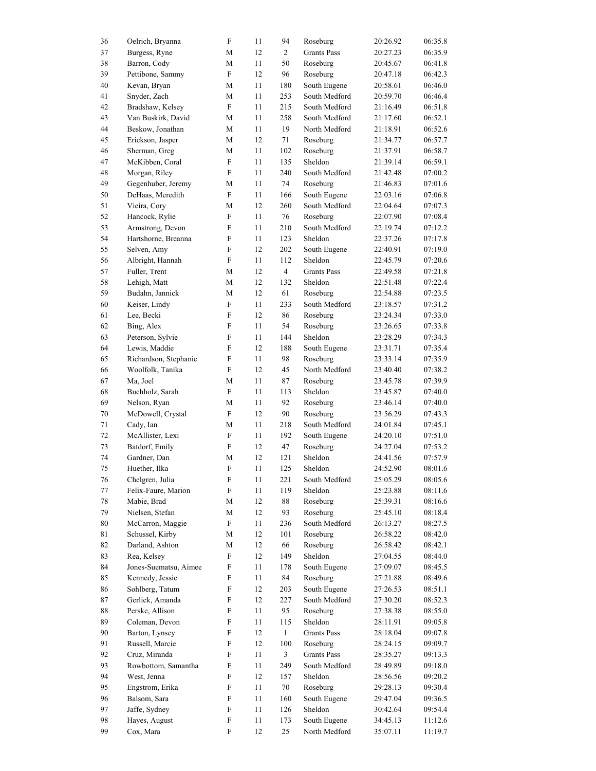| | | | | | | | |
|---|---|---|---|---|---|---|---|
| 36 | Oelrich, Bryanna | F | 11 | 94 | Roseburg | 20:26.92 | 06:35.8 |
| 37 | Burgess, Ryne | M | 12 | 2 | Grants Pass | 20:27.23 | 06:35.9 |
| 38 | Barron, Cody | M | 11 | 50 | Roseburg | 20:45.67 | 06:41.8 |
| 39 | Pettibone, Sammy | F | 12 | 96 | Roseburg | 20:47.18 | 06:42.3 |
| 40 | Kevan, Bryan | M | 11 | 180 | South Eugene | 20:58.61 | 06:46.0 |
| 41 | Snyder, Zach | M | 11 | 253 | South Medford | 20:59.70 | 06:46.4 |
| 42 | Bradshaw, Kelsey | F | 11 | 215 | South Medford | 21:16.49 | 06:51.8 |
| 43 | Van Buskirk, David | M | 11 | 258 | South Medford | 21:17.60 | 06:52.1 |
| 44 | Beskow, Jonathan | M | 11 | 19 | North Medford | 21:18.91 | 06:52.6 |
| 45 | Erickson, Jasper | M | 12 | 71 | Roseburg | 21:34.77 | 06:57.7 |
| 46 | Sherman, Greg | M | 11 | 102 | Roseburg | 21:37.91 | 06:58.7 |
| 47 | McKibben, Coral | F | 11 | 135 | Sheldon | 21:39.14 | 06:59.1 |
| 48 | Morgan, Riley | F | 11 | 240 | South Medford | 21:42.48 | 07:00.2 |
| 49 | Gegenhuber, Jeremy | M | 11 | 74 | Roseburg | 21:46.83 | 07:01.6 |
| 50 | DeHaas, Meredith | F | 11 | 166 | South Eugene | 22:03.16 | 07:06.8 |
| 51 | Vieira, Cory | M | 12 | 260 | South Medford | 22:04.64 | 07:07.3 |
| 52 | Hancock, Rylie | F | 11 | 76 | Roseburg | 22:07.90 | 07:08.4 |
| 53 | Armstrong, Devon | F | 11 | 210 | South Medford | 22:19.74 | 07:12.2 |
| 54 | Hartshorne, Breanna | F | 11 | 123 | Sheldon | 22:37.26 | 07:17.8 |
| 55 | Selven, Amy | F | 12 | 202 | South Eugene | 22:40.91 | 07:19.0 |
| 56 | Albright, Hannah | F | 11 | 112 | Sheldon | 22:45.79 | 07:20.6 |
| 57 | Fuller, Trent | M | 12 | 4 | Grants Pass | 22:49.58 | 07:21.8 |
| 58 | Lehigh, Matt | M | 12 | 132 | Sheldon | 22:51.48 | 07:22.4 |
| 59 | Budahn, Jannick | M | 12 | 61 | Roseburg | 22:54.88 | 07:23.5 |
| 60 | Keiser, Lindy | F | 11 | 233 | South Medford | 23:18.57 | 07:31.2 |
| 61 | Lee, Becki | F | 12 | 86 | Roseburg | 23:24.34 | 07:33.0 |
| 62 | Bing, Alex | F | 11 | 54 | Roseburg | 23:26.65 | 07:33.8 |
| 63 | Peterson, Sylvie | F | 11 | 144 | Sheldon | 23:28.29 | 07:34.3 |
| 64 | Lewis, Maddie | F | 12 | 188 | South Eugene | 23:31.71 | 07:35.4 |
| 65 | Richardson, Stephanie | F | 11 | 98 | Roseburg | 23:33.14 | 07:35.9 |
| 66 | Woolfolk, Tanika | F | 12 | 45 | North Medford | 23:40.40 | 07:38.2 |
| 67 | Ma, Joel | M | 11 | 87 | Roseburg | 23:45.78 | 07:39.9 |
| 68 | Buchholz, Sarah | F | 11 | 113 | Sheldon | 23:45.87 | 07:40.0 |
| 69 | Nelson, Ryan | M | 11 | 92 | Roseburg | 23:46.14 | 07:40.0 |
| 70 | McDowell, Crystal | F | 12 | 90 | Roseburg | 23:56.29 | 07:43.3 |
| 71 | Cady, Ian | M | 11 | 218 | South Medford | 24:01.84 | 07:45.1 |
| 72 | McAllister, Lexi | F | 11 | 192 | South Eugene | 24:20.10 | 07:51.0 |
| 73 | Batdorf, Emily | F | 12 | 47 | Roseburg | 24:27.04 | 07:53.2 |
| 74 | Gardner, Dan | M | 12 | 121 | Sheldon | 24:41.56 | 07:57.9 |
| 75 | Huether, Ilka | F | 11 | 125 | Sheldon | 24:52.90 | 08:01.6 |
| 76 | Chelgren, Julia | F | 11 | 221 | South Medford | 25:05.29 | 08:05.6 |
| 77 | Felix-Faure, Marion | F | 11 | 119 | Sheldon | 25:23.88 | 08:11.6 |
| 78 | Mabie, Brad | M | 12 | 88 | Roseburg | 25:39.31 | 08:16.6 |
| 79 | Nielsen, Stefan | M | 12 | 93 | Roseburg | 25:45.10 | 08:18.4 |
| 80 | McCarron, Maggie | F | 11 | 236 | South Medford | 26:13.27 | 08:27.5 |
| 81 | Schussel, Kirby | M | 12 | 101 | Roseburg | 26:58.22 | 08:42.0 |
| 82 | Darland, Ashton | M | 12 | 66 | Roseburg | 26:58.42 | 08:42.1 |
| 83 | Rea, Kelsey | F | 12 | 149 | Sheldon | 27:04.55 | 08:44.0 |
| 84 | Jones-Suematsu, Aimee | F | 11 | 178 | South Eugene | 27:09.07 | 08:45.5 |
| 85 | Kennedy, Jessie | F | 11 | 84 | Roseburg | 27:21.88 | 08:49.6 |
| 86 | Sohlberg, Tatum | F | 12 | 203 | South Eugene | 27:26.53 | 08:51.1 |
| 87 | Gerlick, Amanda | F | 12 | 227 | South Medford | 27:30.20 | 08:52.3 |
| 88 | Perske, Allison | F | 11 | 95 | Roseburg | 27:38.38 | 08:55.0 |
| 89 | Coleman, Devon | F | 11 | 115 | Sheldon | 28:11.91 | 09:05.8 |
| 90 | Barton, Lynsey | F | 12 | 1 | Grants Pass | 28:18.04 | 09:07.8 |
| 91 | Russell, Marcie | F | 12 | 100 | Roseburg | 28:24.15 | 09:09.7 |
| 92 | Cruz, Miranda | F | 11 | 3 | Grants Pass | 28:35.27 | 09:13.3 |
| 93 | Rowbottom, Samantha | F | 11 | 249 | South Medford | 28:49.89 | 09:18.0 |
| 94 | West, Jenna | F | 12 | 157 | Sheldon | 28:56.56 | 09:20.2 |
| 95 | Engstrom, Erika | F | 11 | 70 | Roseburg | 29:28.13 | 09:30.4 |
| 96 | Balsom, Sara | F | 11 | 160 | South Eugene | 29:47.04 | 09:36.5 |
| 97 | Jaffe, Sydney | F | 11 | 126 | Sheldon | 30:42.64 | 09:54.4 |
| 98 | Hayes, August | F | 11 | 173 | South Eugene | 34:45.13 | 11:12.6 |
| 99 | Cox, Mara | F | 12 | 25 | North Medford | 35:07.11 | 11:19.7 |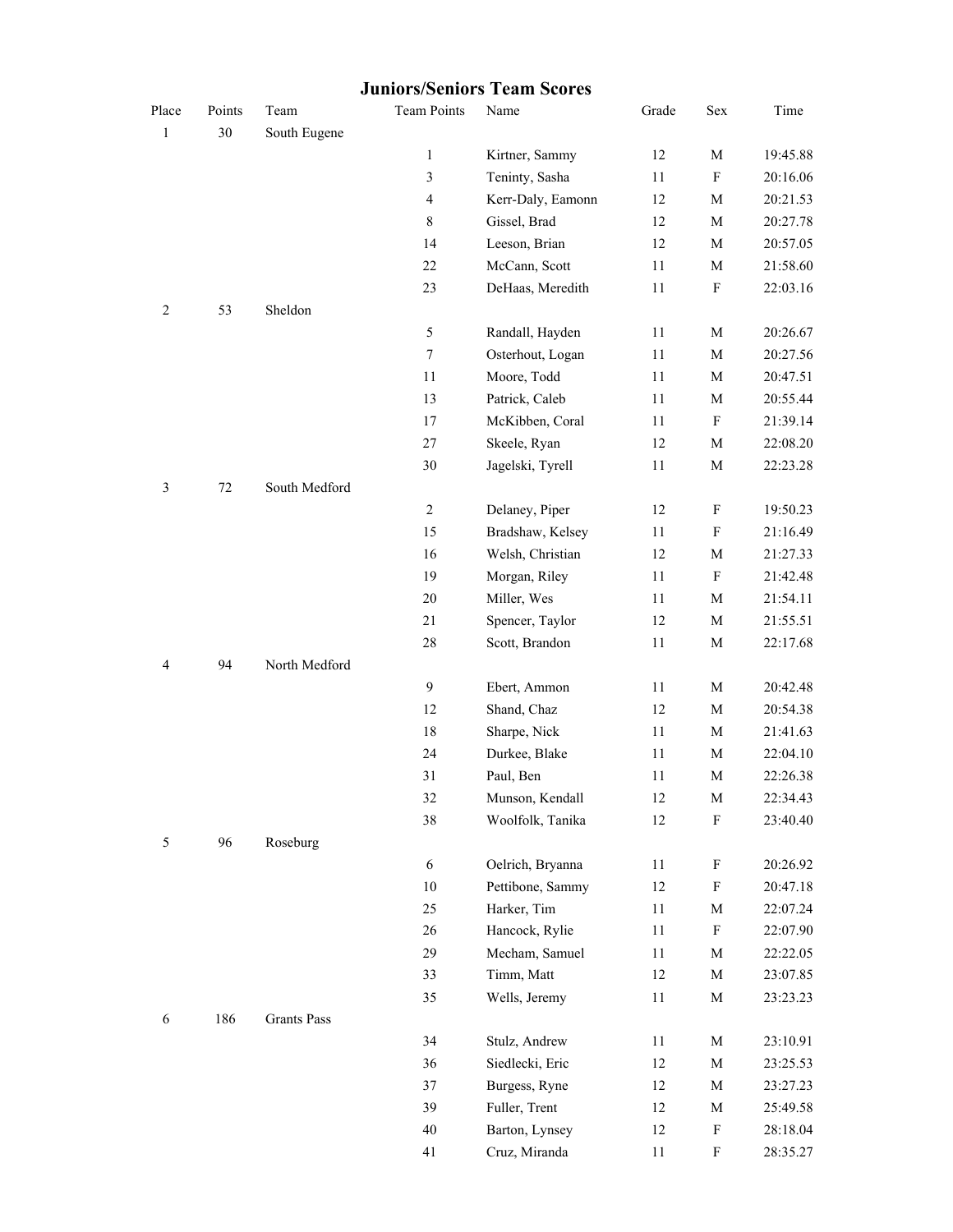## Juniors/Seniors Team Scores

| Place | Points | Team | Team Points | Name | Grade | Sex | Time |
|---|---|---|---|---|---|---|---|
| 1 | 30 | South Eugene | | | | | |
| | | | 1 | Kirtner, Sammy | 12 | M | 19:45.88 |
| | | | 3 | Teninty, Sasha | 11 | F | 20:16.06 |
| | | | 4 | Kerr-Daly, Eamonn | 12 | M | 20:21.53 |
| | | | 8 | Gissel, Brad | 12 | M | 20:27.78 |
| | | | 14 | Leeson, Brian | 12 | M | 20:57.05 |
| | | | 22 | McCann, Scott | 11 | M | 21:58.60 |
| | | | 23 | DeHaas, Meredith | 11 | F | 22:03.16 |
| 2 | 53 | Sheldon | | | | | |
| | | | 5 | Randall, Hayden | 11 | M | 20:26.67 |
| | | | 7 | Osterhout, Logan | 11 | M | 20:27.56 |
| | | | 11 | Moore, Todd | 11 | M | 20:47.51 |
| | | | 13 | Patrick, Caleb | 11 | M | 20:55.44 |
| | | | 17 | McKibben, Coral | 11 | F | 21:39.14 |
| | | | 27 | Skeele, Ryan | 12 | M | 22:08.20 |
| | | | 30 | Jagelski, Tyrell | 11 | M | 22:23.28 |
| 3 | 72 | South Medford | | | | | |
| | | | 2 | Delaney, Piper | 12 | F | 19:50.23 |
| | | | 15 | Bradshaw, Kelsey | 11 | F | 21:16.49 |
| | | | 16 | Welsh, Christian | 12 | M | 21:27.33 |
| | | | 19 | Morgan, Riley | 11 | F | 21:42.48 |
| | | | 20 | Miller, Wes | 11 | M | 21:54.11 |
| | | | 21 | Spencer, Taylor | 12 | M | 21:55.51 |
| | | | 28 | Scott, Brandon | 11 | M | 22:17.68 |
| 4 | 94 | North Medford | | | | | |
| | | | 9 | Ebert, Ammon | 11 | M | 20:42.48 |
| | | | 12 | Shand, Chaz | 12 | M | 20:54.38 |
| | | | 18 | Sharpe, Nick | 11 | M | 21:41.63 |
| | | | 24 | Durkee, Blake | 11 | M | 22:04.10 |
| | | | 31 | Paul, Ben | 11 | M | 22:26.38 |
| | | | 32 | Munson, Kendall | 12 | M | 22:34.43 |
| | | | 38 | Woolfolk, Tanika | 12 | F | 23:40.40 |
| 5 | 96 | Roseburg | | | | | |
| | | | 6 | Oelrich, Bryanna | 11 | F | 20:26.92 |
| | | | 10 | Pettibone, Sammy | 12 | F | 20:47.18 |
| | | | 25 | Harker, Tim | 11 | M | 22:07.24 |
| | | | 26 | Hancock, Rylie | 11 | F | 22:07.90 |
| | | | 29 | Mecham, Samuel | 11 | M | 22:22.05 |
| | | | 33 | Timm, Matt | 12 | M | 23:07.85 |
| | | | 35 | Wells, Jeremy | 11 | M | 23:23.23 |
| 6 | 186 | Grants Pass | | | | | |
| | | | 34 | Stulz, Andrew | 11 | M | 23:10.91 |
| | | | 36 | Siedlecki, Eric | 12 | M | 23:25.53 |
| | | | 37 | Burgess, Ryne | 12 | M | 23:27.23 |
| | | | 39 | Fuller, Trent | 12 | M | 25:49.58 |
| | | | 40 | Barton, Lynsey | 12 | F | 28:18.04 |
| | | | 41 | Cruz, Miranda | 11 | F | 28:35.27 |